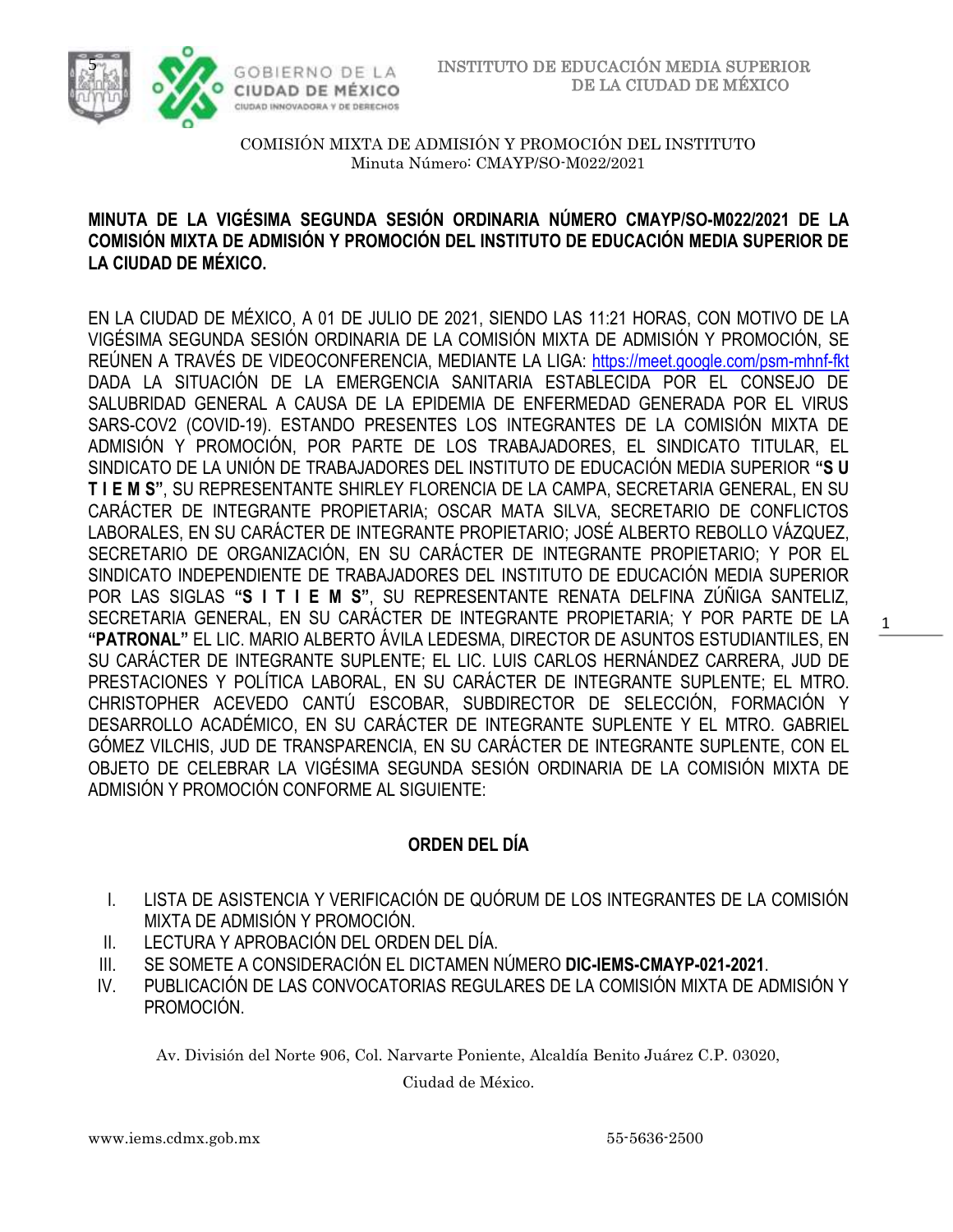COMISIÓN MIXTA DE ADMISIÓN Y PROMOCIÓN DEL INSTITUTO
Minuta Número: CMAYP/SO-M022/2021

**MINUTA DE LA VIGÉSIMA SEGUNDA SESIÓN ORDINARIA NÚMERO CMAYP/SO-M022/2021 DE LA COMISIÓN MIXTA DE ADMISIÓN Y PROMOCIÓN DEL INSTITUTO DE EDUCACIÓN MEDIA SUPERIOR DE LA CIUDAD DE MÉXICO.**

EN LA CIUDAD DE MÉXICO, A 01 DE JULIO DE 2021, SIENDO LAS 11:21 HORAS, CON MOTIVO DE LA VIGÉSIMA SEGUNDA SESIÓN ORDINARIA DE LA COMISIÓN MIXTA DE ADMISIÓN Y PROMOCIÓN, SE REÚNEN A TRAVÉS DE VIDEOCONFERENCIA, MEDIANTE LA LIGA: https://meet.google.com/psm-mhnf-fkt DADA LA SITUACIÓN DE LA EMERGENCIA SANITARIA ESTABLECIDA POR EL CONSEJO DE SALUBRIDAD GENERAL A CAUSA DE LA EPIDEMIA DE ENFERMEDAD GENERADA POR EL VIRUS SARS-COV2 (COVID-19). ESTANDO PRESENTES LOS INTEGRANTES DE LA COMISIÓN MIXTA DE ADMISIÓN Y PROMOCIÓN, POR PARTE DE LOS TRABAJADORES, EL SINDICATO TITULAR, EL SINDICATO DE LA UNIÓN DE TRABAJADORES DEL INSTITUTO DE EDUCACIÓN MEDIA SUPERIOR **"S U T I E M S"**, SU REPRESENTANTE SHIRLEY FLORENCIA DE LA CAMPA, SECRETARIA GENERAL, EN SU CARÁCTER DE INTEGRANTE PROPIETARIA; OSCAR MATA SILVA, SECRETARIO DE CONFLICTOS LABORALES, EN SU CARÁCTER DE INTEGRANTE PROPIETARIO; JOSÉ ALBERTO REBOLLO VÁZQUEZ, SECRETARIO DE ORGANIZACIÓN, EN SU CARÁCTER DE INTEGRANTE PROPIETARIO; Y POR EL SINDICATO INDEPENDIENTE DE TRABAJADORES DEL INSTITUTO DE EDUCACIÓN MEDIA SUPERIOR POR LAS SIGLAS **"S I T I E M S"**, SU REPRESENTANTE RENATA DELFINA ZÚÑIGA SANTELIZ, SECRETARIA GENERAL, EN SU CARÁCTER DE INTEGRANTE PROPIETARIA; Y POR PARTE DE LA **"PATRONAL"** EL LIC. MARIO ALBERTO ÁVILA LEDESMA, DIRECTOR DE ASUNTOS ESTUDIANTILES, EN SU CARÁCTER DE INTEGRANTE SUPLENTE; EL LIC. LUIS CARLOS HERNÁNDEZ CARRERA, JUD DE PRESTACIONES Y POLÍTICA LABORAL, EN SU CARÁCTER DE INTEGRANTE SUPLENTE; EL MTRO. CHRISTOPHER ACEVEDO CANTÚ ESCOBAR, SUBDIRECTOR DE SELECCIÓN, FORMACIÓN Y DESARROLLO ACADÉMICO, EN SU CARÁCTER DE INTEGRANTE SUPLENTE Y EL MTRO. GABRIEL GÓMEZ VILCHIS, JUD DE TRANSPARENCIA, EN SU CARÁCTER DE INTEGRANTE SUPLENTE, CON EL OBJETO DE CELEBRAR LA VIGÉSIMA SEGUNDA SESIÓN ORDINARIA DE LA COMISIÓN MIXTA DE ADMISIÓN Y PROMOCIÓN CONFORME AL SIGUIENTE:

## ORDEN DEL DÍA

I. LISTA DE ASISTENCIA Y VERIFICACIÓN DE QUÓRUM DE LOS INTEGRANTES DE LA COMISIÓN MIXTA DE ADMISIÓN Y PROMOCIÓN.
II. LECTURA Y APROBACIÓN DEL ORDEN DEL DÍA.
III. SE SOMETE A CONSIDERACIÓN EL DICTAMEN NÚMERO **DIC-IEMS-CMAYP-021-2021**.
IV. PUBLICACIÓN DE LAS CONVOCATORIAS REGULARES DE LA COMISIÓN MIXTA DE ADMISIÓN Y PROMOCIÓN.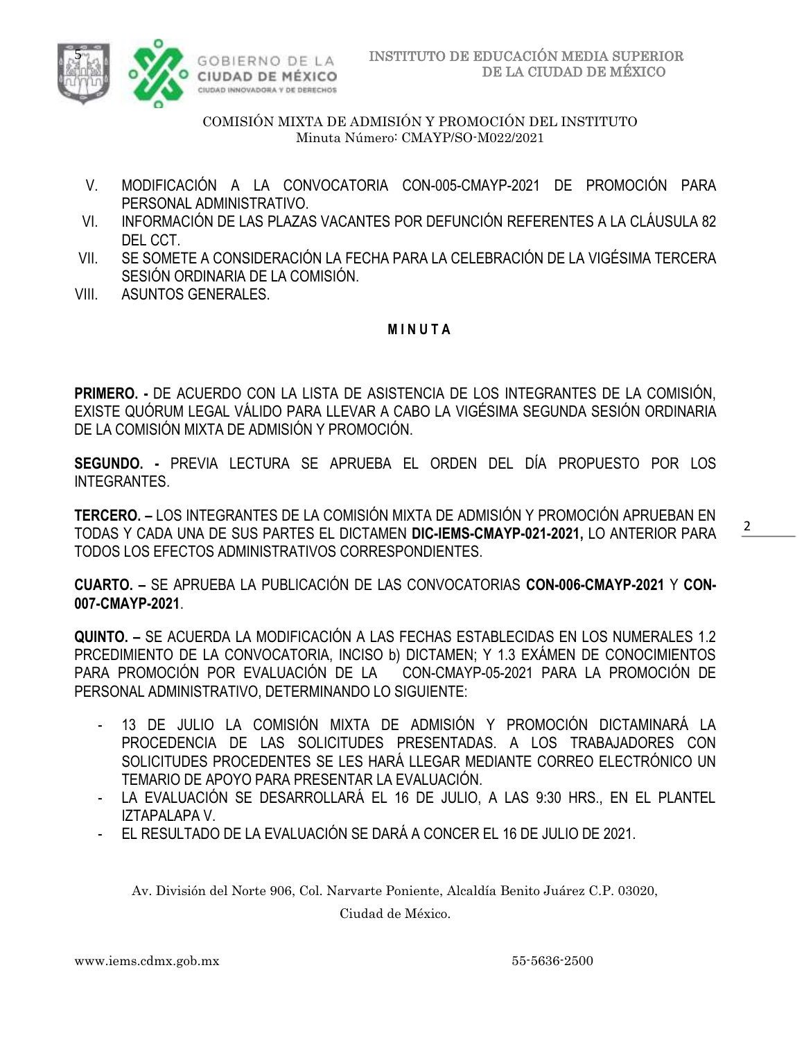COMISIÓN MIXTA DE ADMISIÓN Y PROMOCIÓN DEL INSTITUTO
Minuta Número: CMAYP/SO-M022/2021

V. MODIFICACIÓN A LA CONVOCATORIA CON-005-CMAYP-2021 DE PROMOCIÓN PARA PERSONAL ADMINISTRATIVO.
VI. INFORMACIÓN DE LAS PLAZAS VACANTES POR DEFUNCIÓN REFERENTES A LA CLÁUSULA 82 DEL CCT.
VII. SE SOMETE A CONSIDERACIÓN LA FECHA PARA LA CELEBRACIÓN DE LA VIGÉSIMA TERCERA SESIÓN ORDINARIA DE LA COMISIÓN.
VIII. ASUNTOS GENERALES.

**M I N U T A**

**PRIMERO. -** DE ACUERDO CON LA LISTA DE ASISTENCIA DE LOS INTEGRANTES DE LA COMISIÓN, EXISTE QUÓRUM LEGAL VÁLIDO PARA LLEVAR A CABO LA VIGÉSIMA SEGUNDA SESIÓN ORDINARIA DE LA COMISIÓN MIXTA DE ADMISIÓN Y PROMOCIÓN.

**SEGUNDO. -** PREVIA LECTURA SE APRUEBA EL ORDEN DEL DÍA PROPUESTO POR LOS INTEGRANTES.

**TERCERO. –** LOS INTEGRANTES DE LA COMISIÓN MIXTA DE ADMISIÓN Y PROMOCIÓN APRUEBAN EN TODAS Y CADA UNA DE SUS PARTES EL DICTAMEN **DIC-IEMS-CMAYP-021-2021,** LO ANTERIOR PARA TODOS LOS EFECTOS ADMINISTRATIVOS CORRESPONDIENTES.

**CUARTO. –** SE APRUEBA LA PUBLICACIÓN DE LAS CONVOCATORIAS **CON-006-CMAYP-2021** Y **CON-007-CMAYP-2021**.

**QUINTO. –** SE ACUERDA LA MODIFICACIÓN A LAS FECHAS ESTABLECIDAS EN LOS NUMERALES 1.2 PRCEDIMIENTO DE LA CONVOCATORIA, INCISO b) DICTAMEN; Y 1.3 EXÁMEN DE CONOCIMIENTOS PARA PROMOCIÓN POR EVALUACIÓN DE LA CON-CMAYP-05-2021 PARA LA PROMOCIÓN DE PERSONAL ADMINISTRATIVO, DETERMINANDO LO SIGUIENTE:

- 13 DE JULIO LA COMISIÓN MIXTA DE ADMISIÓN Y PROMOCIÓN DICTAMINARÁ LA PROCEDENCIA DE LAS SOLICITUDES PRESENTADAS. A LOS TRABAJADORES CON SOLICITUDES PROCEDENTES SE LES HARÁ LLEGAR MEDIANTE CORREO ELECTRÓNICO UN TEMARIO DE APOYO PARA PRESENTAR LA EVALUACIÓN.
- LA EVALUACIÓN SE DESARROLLARÁ EL 16 DE JULIO, A LAS 9:30 HRS., EN EL PLANTEL IZTAPALAPA V.
- EL RESULTADO DE LA EVALUACIÓN SE DARÁ A CONCER EL 16 DE JULIO DE 2021.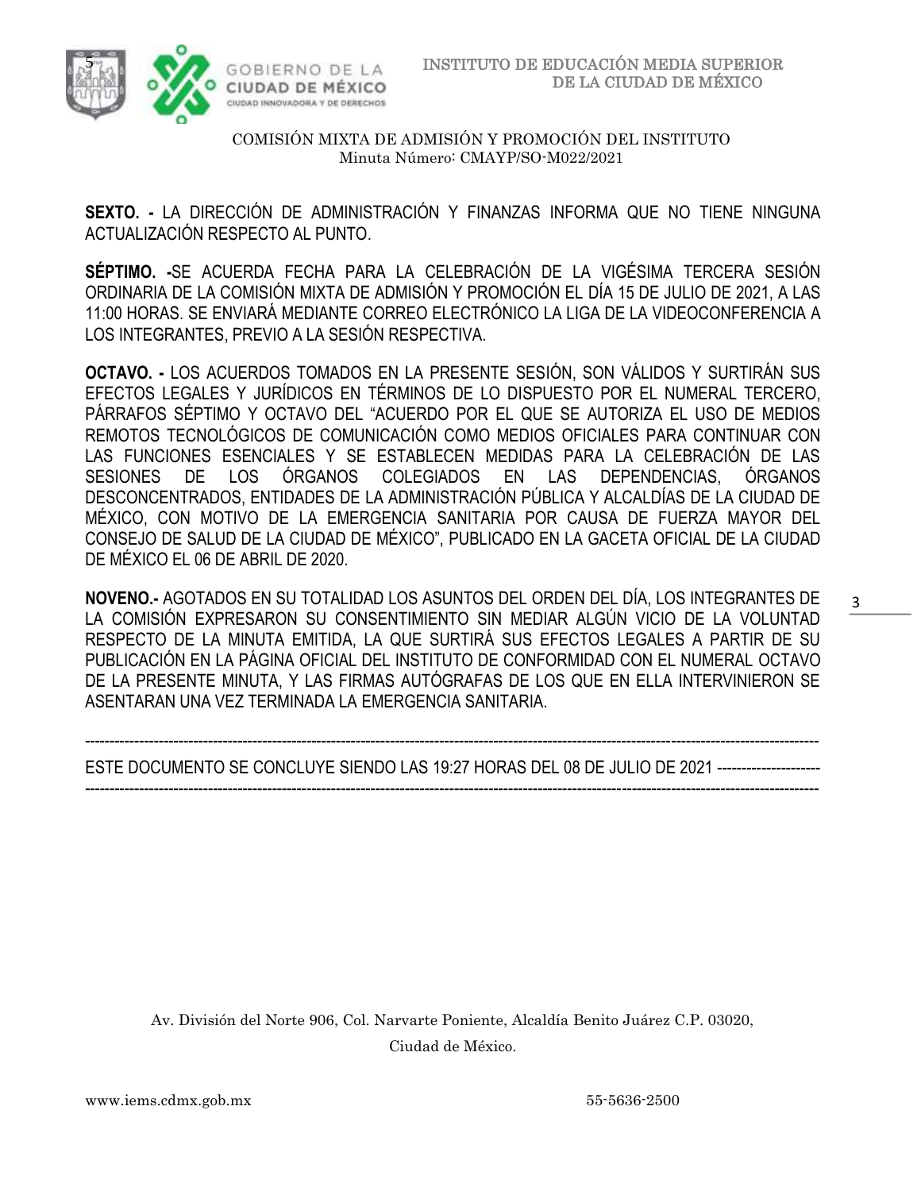**SEXTO. -** LA DIRECCIÓN DE ADMINISTRACIÓN Y FINANZAS INFORMA QUE NO TIENE NINGUNA ACTUALIZACIÓN RESPECTO AL PUNTO.

**SÉPTIMO. -**SE ACUERDA FECHA PARA LA CELEBRACIÓN DE LA VIGÉSIMA TERCERA SESIÓN ORDINARIA DE LA COMISIÓN MIXTA DE ADMISIÓN Y PROMOCIÓN EL DÍA 15 DE JULIO DE 2021, A LAS 11:00 HORAS. SE ENVIARÁ MEDIANTE CORREO ELECTRÓNICO LA LIGA DE LA VIDEOCONFERENCIA A LOS INTEGRANTES, PREVIO A LA SESIÓN RESPECTIVA.

**OCTAVO. -** LOS ACUERDOS TOMADOS EN LA PRESENTE SESIÓN, SON VÁLIDOS Y SURTIRÁN SUS EFECTOS LEGALES Y JURÍDICOS EN TÉRMINOS DE LO DISPUESTO POR EL NUMERAL TERCERO, PÁRRAFOS SÉPTIMO Y OCTAVO DEL "ACUERDO POR EL QUE SE AUTORIZA EL USO DE MEDIOS REMOTOS TECNOLÓGICOS DE COMUNICACIÓN COMO MEDIOS OFICIALES PARA CONTINUAR CON LAS FUNCIONES ESENCIALES Y SE ESTABLECEN MEDIDAS PARA LA CELEBRACIÓN DE LAS SESIONES DE LOS ÓRGANOS COLEGIADOS EN LAS DEPENDENCIAS, ÓRGANOS DESCONCENTRADOS, ENTIDADES DE LA ADMINISTRACIÓN PÚBLICA Y ALCALDÍAS DE LA CIUDAD DE MÉXICO, CON MOTIVO DE LA EMERGENCIA SANITARIA POR CAUSA DE FUERZA MAYOR DEL CONSEJO DE SALUD DE LA CIUDAD DE MÉXICO", PUBLICADO EN LA GACETA OFICIAL DE LA CIUDAD DE MÉXICO EL 06 DE ABRIL DE 2020.

**NOVENO.-** AGOTADOS EN SU TOTALIDAD LOS ASUNTOS DEL ORDEN DEL DÍA, LOS INTEGRANTES DE LA COMISIÓN EXPRESARON SU CONSENTIMIENTO SIN MEDIAR ALGÚN VICIO DE LA VOLUNTAD RESPECTO DE LA MINUTA EMITIDA, LA QUE SURTIRÁ SUS EFECTOS LEGALES A PARTIR DE SU PUBLICACIÓN EN LA PÁGINA OFICIAL DEL INSTITUTO DE CONFORMIDAD CON EL NUMERAL OCTAVO DE LA PRESENTE MINUTA, Y LAS FIRMAS AUTÓGRAFAS DE LOS QUE EN ELLA INTERVINIERON SE ASENTARAN UNA VEZ TERMINADA LA EMERGENCIA SANITARIA.

---

ESTE DOCUMENTO SE CONCLUYE SIENDO LAS 19:27 HORAS DEL 08 DE JULIO DE 2021 --------------------

---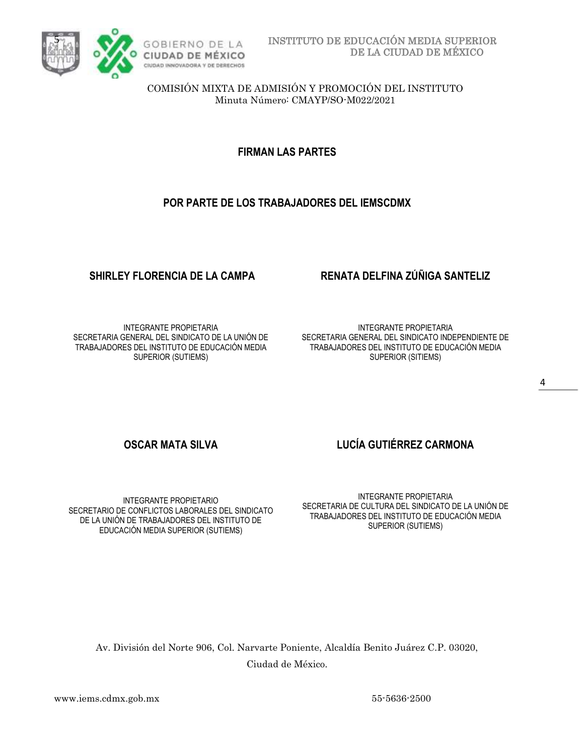COMISIÓN MIXTA DE ADMISIÓN Y PROMOCIÓN DEL INSTITUTO
Minuta Número: CMAYP/SO-M022/2021

**FIRMAN LAS PARTES**

**POR PARTE DE LOS TRABAJADORES DEL IEMSCDMX**

**SHIRLEY FLORENCIA DE LA CAMPA**

INTEGRANTE PROPIETARIA
SECRETARIA GENERAL DEL SINDICATO DE LA UNIÓN DE TRABAJADORES DEL INSTITUTO DE EDUCACIÓN MEDIA SUPERIOR (SUTIEMS)

**RENATA DELFINA ZÚÑIGA SANTELIZ**

INTEGRANTE PROPIETARIA
SECRETARIA GENERAL DEL SINDICATO INDEPENDIENTE DE TRABAJADORES DEL INSTITUTO DE EDUCACIÓN MEDIA SUPERIOR (SITIEMS)

**OSCAR MATA SILVA**

INTEGRANTE PROPIETARIO
SECRETARIO DE CONFLICTOS LABORALES DEL SINDICATO DE LA UNIÓN DE TRABAJADORES DEL INSTITUTO DE EDUCACIÓN MEDIA SUPERIOR (SUTIEMS)

**LUCÍA GUTIÉRREZ CARMONA**

INTEGRANTE PROPIETARIA
SECRETARIA DE CULTURA DEL SINDICATO DE LA UNIÓN DE TRABAJADORES DEL INSTITUTO DE EDUCACIÓN MEDIA SUPERIOR (SUTIEMS)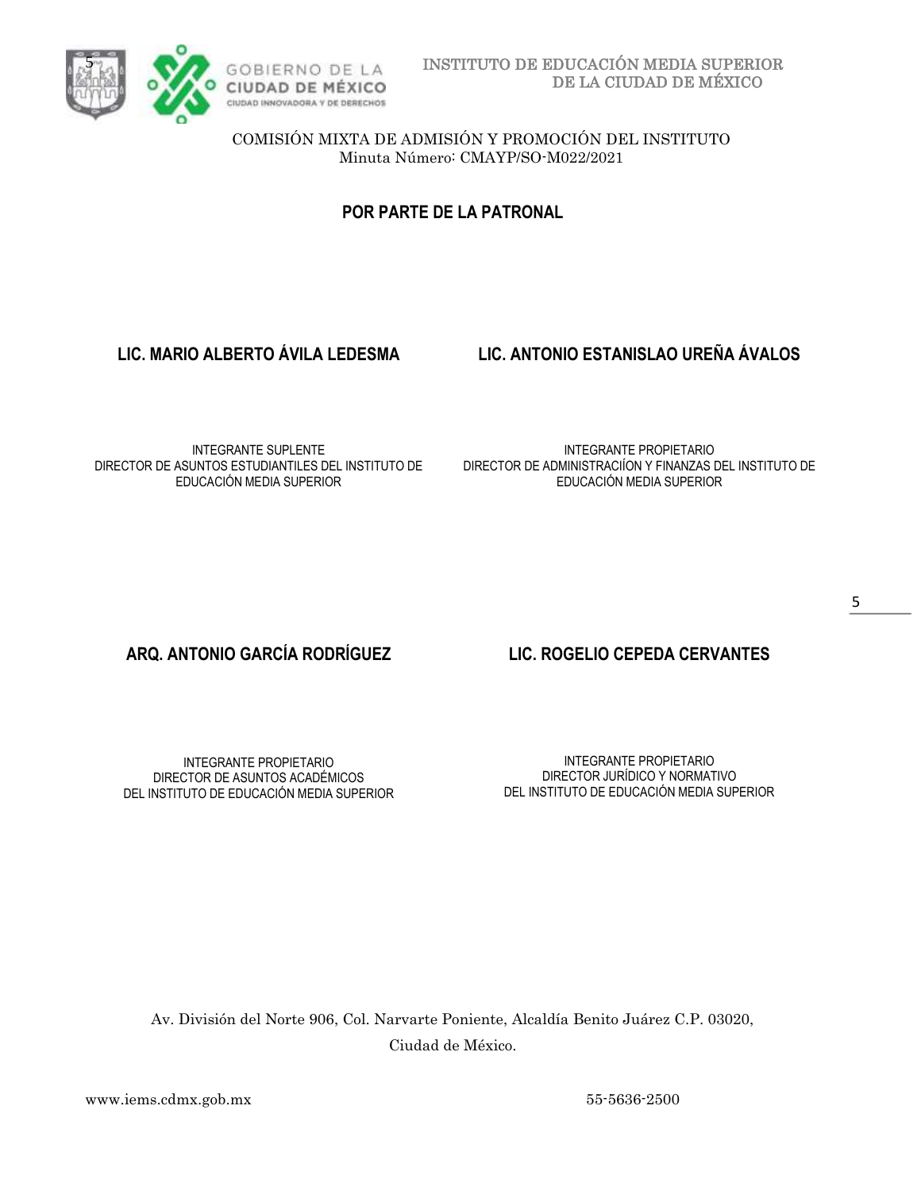COMISIÓN MIXTA DE ADMISIÓN Y PROMOCIÓN DEL INSTITUTO
Minuta Número: CMAYP/SO-M022/2021

## POR PARTE DE LA PATRONAL

**LIC. MARIO ALBERTO ÁVILA LEDESMA**

INTEGRANTE SUPLENTE
DIRECTOR DE ASUNTOS ESTUDIANTILES DEL INSTITUTO DE EDUCACIÓN MEDIA SUPERIOR

**LIC. ANTONIO ESTANISLAO UREÑA ÁVALOS**

INTEGRANTE PROPIETARIO
DIRECTOR DE ADMINISTRACIÍON Y FINANZAS DEL INSTITUTO DE EDUCACIÓN MEDIA SUPERIOR

**ARQ. ANTONIO GARCÍA RODRÍGUEZ**

INTEGRANTE PROPIETARIO
DIRECTOR DE ASUNTOS ACADÉMICOS
DEL INSTITUTO DE EDUCACIÓN MEDIA SUPERIOR

**LIC. ROGELIO CEPEDA CERVANTES**

INTEGRANTE PROPIETARIO
DIRECTOR JURÍDICO Y NORMATIVO
DEL INSTITUTO DE EDUCACIÓN MEDIA SUPERIOR